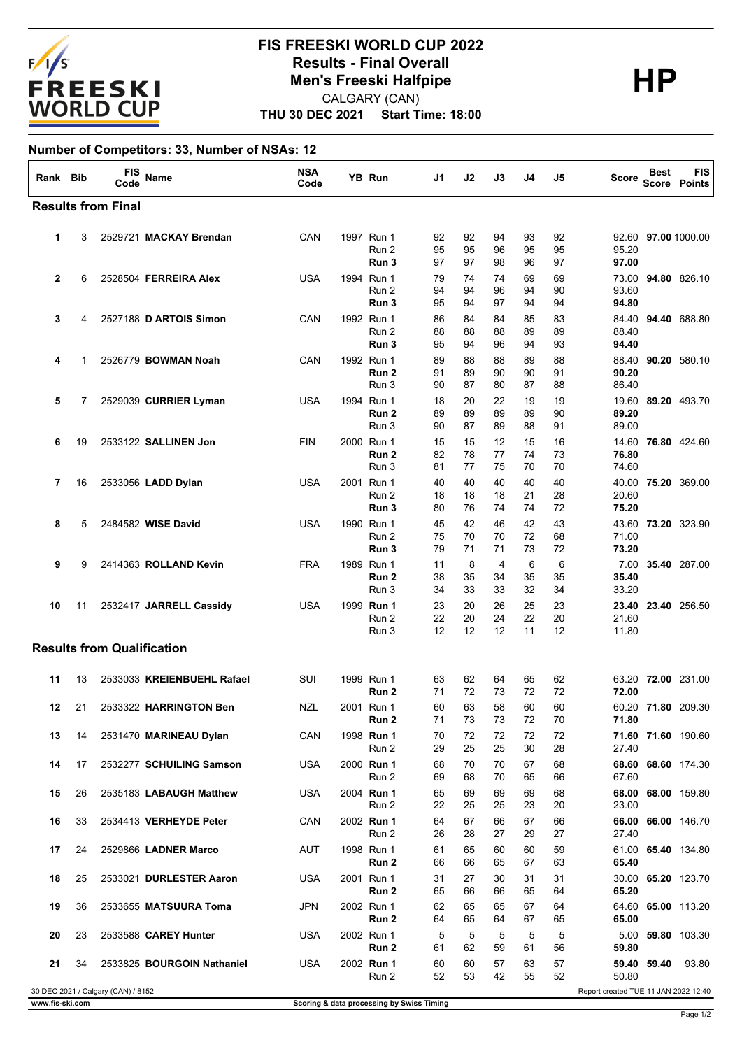# FIS FREESKI WORLD CUP 2022

## Results - Final Overall

## Men's Freeski Halfpipe

**HP**

CALGARY (CAN)

**THU 30 DEC 2021 Start Time: 18:00**

### Number of Competitors: 33, Number of NSAs: 12

| Rank | Bib | FIS Code | Name | NSA Code | YB | Run | J1 | J2 | J3 | J4 | J5 | Score | Best Score | FIS Points |
|---|---|---|---|---|---|---|---|---|---|---|---|---|---|---|
| **Results from Final** | | | | | | | | | | | | | | |
| 1 | 3 | 2529721 | **MACKAY Brendan** | CAN | 1997 | Run 1 | 92 | 92 | 94 | 93 | 92 | 92.60 | **97.00** | 1000.00 |
| | | | | | | Run 2 | 95 | 95 | 96 | 95 | 95 | 95.20 | | |
| | | | | | | **Run 3** | 97 | 97 | 98 | 96 | 97 | **97.00** | | |
| 2 | 6 | 2528504 | **FERREIRA Alex** | USA | 1994 | Run 1 | 79 | 74 | 74 | 69 | 69 | 73.00 | **94.80** | 826.10 |
| | | | | | | Run 2 | 94 | 94 | 96 | 94 | 90 | 93.60 | | |
| | | | | | | **Run 3** | 95 | 94 | 97 | 94 | 94 | **94.80** | | |
| 3 | 4 | 2527188 | **D ARTOIS Simon** | CAN | 1992 | Run 1 | 86 | 84 | 84 | 85 | 83 | 84.40 | **94.40** | 688.80 |
| | | | | | | Run 2 | 88 | 88 | 88 | 89 | 89 | 88.40 | | |
| | | | | | | **Run 3** | 95 | 94 | 96 | 94 | 93 | **94.40** | | |
| 4 | 1 | 2526779 | **BOWMAN Noah** | CAN | 1992 | Run 1 | 89 | 88 | 88 | 89 | 88 | 88.40 | **90.20** | 580.10 |
| | | | | | | **Run 2** | 91 | 89 | 90 | 90 | 91 | **90.20** | | |
| | | | | | | Run 3 | 90 | 87 | 80 | 87 | 88 | 86.40 | | |
| 5 | 7 | 2529039 | **CURRIER Lyman** | USA | 1994 | Run 1 | 18 | 20 | 22 | 19 | 19 | 19.60 | **89.20** | 493.70 |
| | | | | | | **Run 2** | 89 | 89 | 89 | 89 | 90 | **89.20** | | |
| | | | | | | Run 3 | 90 | 87 | 89 | 88 | 91 | 89.00 | | |
| 6 | 19 | 2533122 | **SALLINEN Jon** | FIN | 2000 | Run 1 | 15 | 15 | 12 | 15 | 16 | 14.60 | **76.80** | 424.60 |
| | | | | | | **Run 2** | 82 | 78 | 77 | 74 | 73 | **76.80** | | |
| | | | | | | Run 3 | 81 | 77 | 75 | 70 | 70 | 74.60 | | |
| 7 | 16 | 2533056 | **LADD Dylan** | USA | 2001 | Run 1 | 40 | 40 | 40 | 40 | 40 | 40.00 | **75.20** | 369.00 |
| | | | | | | Run 2 | 18 | 18 | 18 | 21 | 28 | 20.60 | | |
| | | | | | | **Run 3** | 80 | 76 | 74 | 74 | 72 | **75.20** | | |
| 8 | 5 | 2484582 | **WISE David** | USA | 1990 | Run 1 | 45 | 42 | 46 | 42 | 43 | 43.60 | **73.20** | 323.90 |
| | | | | | | Run 2 | 75 | 70 | 70 | 72 | 68 | 71.00 | | |
| | | | | | | **Run 3** | 79 | 71 | 71 | 73 | 72 | **73.20** | | |
| 9 | 9 | 2414363 | **ROLLAND Kevin** | FRA | 1989 | Run 1 | 11 | 8 | 4 | 6 | 6 | 7.00 | **35.40** | 287.00 |
| | | | | | | **Run 2** | 38 | 35 | 34 | 35 | 35 | **35.40** | | |
| | | | | | | Run 3 | 34 | 33 | 33 | 32 | 34 | 33.20 | | |
| 10 | 11 | 2532417 | **JARRELL Cassidy** | USA | 1999 | **Run 1** | 23 | 20 | 26 | 25 | 23 | **23.40** | **23.40** | 256.50 |
| | | | | | | Run 2 | 22 | 20 | 24 | 22 | 20 | 21.60 | | |
| | | | | | | Run 3 | 12 | 12 | 12 | 11 | 12 | 11.80 | | |
| **Results from Qualification** | | | | | | | | | | | | | | |
| 11 | 13 | 2533033 | **KREIENBUEHL Rafael** | SUI | 1999 | Run 1 | 63 | 62 | 64 | 65 | 62 | 63.20 | **72.00** | 231.00 |
| | | | | | | **Run 2** | 71 | 72 | 73 | 72 | 72 | **72.00** | | |
| 12 | 21 | 2533322 | **HARRINGTON Ben** | NZL | 2001 | Run 1 | 60 | 63 | 58 | 60 | 60 | 60.20 | **71.80** | 209.30 |
| | | | | | | **Run 2** | 71 | 73 | 73 | 72 | 70 | **71.80** | | |
| 13 | 14 | 2531470 | **MARINEAU Dylan** | CAN | 1998 | **Run 1** | 70 | 72 | 72 | 72 | 72 | **71.60** | **71.60** | 190.60 |
| | | | | | | Run 2 | 29 | 25 | 25 | 30 | 28 | 27.40 | | |
| 14 | 17 | 2532277 | **SCHUILING Samson** | USA | 2000 | **Run 1** | 68 | 70 | 70 | 67 | 68 | **68.60** | **68.60** | 174.30 |
| | | | | | | Run 2 | 69 | 68 | 70 | 65 | 66 | 67.60 | | |
| 15 | 26 | 2535183 | **LABAUGH Matthew** | USA | 2004 | **Run 1** | 65 | 69 | 69 | 69 | 68 | **68.00** | **68.00** | 159.80 |
| | | | | | | Run 2 | 22 | 25 | 25 | 23 | 20 | 23.00 | | |
| 16 | 33 | 2534413 | **VERHEYDE Peter** | CAN | 2002 | **Run 1** | 64 | 67 | 66 | 67 | 66 | **66.00** | **66.00** | 146.70 |
| | | | | | | Run 2 | 26 | 28 | 27 | 29 | 27 | 27.40 | | |
| 17 | 24 | 2529866 | **LADNER Marco** | AUT | 1998 | Run 1 | 61 | 65 | 60 | 60 | 59 | 61.00 | **65.40** | 134.80 |
| | | | | | | **Run 2** | 66 | 66 | 65 | 67 | 63 | **65.40** | | |
| 18 | 25 | 2533021 | **DURLESTER Aaron** | USA | 2001 | Run 1 | 31 | 27 | 30 | 31 | 31 | 30.00 | **65.20** | 123.70 |
| | | | | | | **Run 2** | 65 | 66 | 66 | 65 | 64 | **65.20** | | |
| 19 | 36 | 2533655 | **MATSUURA Toma** | JPN | 2002 | Run 1 | 62 | 65 | 65 | 67 | 64 | 64.60 | **65.00** | 113.20 |
| | | | | | | **Run 2** | 64 | 65 | 64 | 67 | 65 | **65.00** | | |
| 20 | 23 | 2533588 | **CAREY Hunter** | USA | 2002 | Run 1 | 5 | 5 | 5 | 5 | 5 | 5.00 | **59.80** | 103.30 |
| | | | | | | **Run 2** | 61 | 62 | 59 | 61 | 56 | **59.80** | | |
| 21 | 34 | 2533825 | **BOURGOIN Nathaniel** | USA | 2002 | **Run 1** | 60 | 60 | 57 | 63 | 57 | **59.40** | **59.40** | 93.80 |
| | | | | | | Run 2 | 52 | 53 | 42 | 55 | 52 | 50.80 | | |

30 DEC 2021 / Calgary (CAN) / 8152

Report created TUE 11 JAN 2022 12:40

www.fis-ski.com

Scoring & data processing by Swiss Timing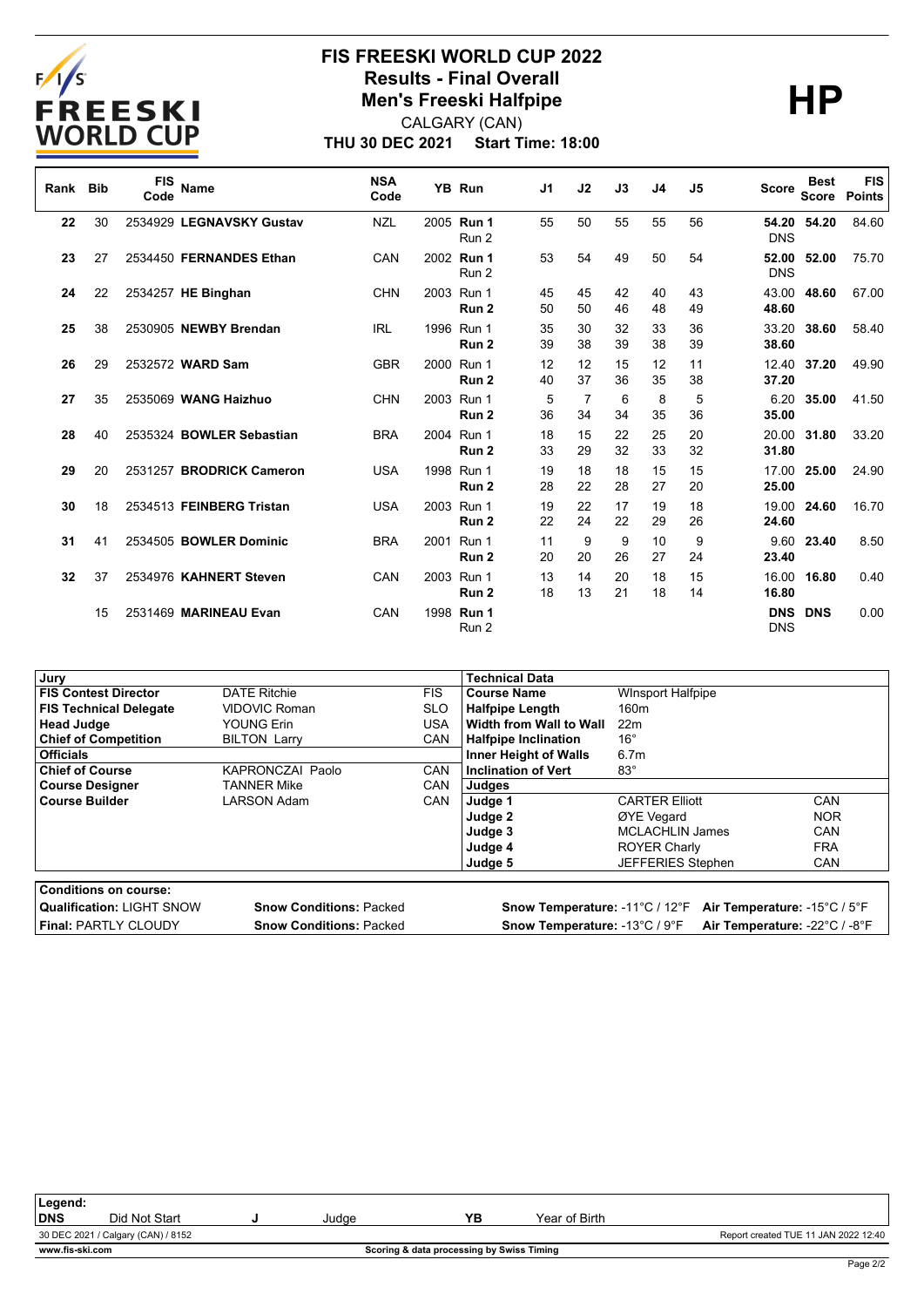# FIS FREESKI WORLD CUP 2022

## Results - Final Overall

## Men's Freeski Halfpipe

**HP**

CALGARY (CAN)

**THU 30 DEC 2021 Start Time: 18:00**

| Rank | Bib | FIS Code | Name | NSA Code | YB | Run | J1 | J2 | J3 | J4 | J5 | Score | Best Score | FIS Points |
|---|---|---|---|---|---|---|---|---|---|---|---|---|---|---|
| 22 | 30 | 2534929 | **LEGNAVSKY Gustav** | NZL | 2005 | **Run 1** | 55 | 50 | 55 | 55 | 56 | **54.20** | **54.20** | 84.60 |
| | | | | | | Run 2 | | | | | | DNS | | |
| 23 | 27 | 2534450 | **FERNANDES Ethan** | CAN | 2002 | **Run 1** | 53 | 54 | 49 | 50 | 54 | **52.00** | **52.00** | 75.70 |
| | | | | | | Run 2 | | | | | | DNS | | |
| 24 | 22 | 2534257 | **HE Binghan** | CHN | 2003 | Run 1 | 45 | 45 | 42 | 40 | 43 | 43.00 | **48.60** | 67.00 |
| | | | | | | **Run 2** | 50 | 50 | 46 | 48 | 49 | **48.60** | | |
| 25 | 38 | 2530905 | **NEWBY Brendan** | IRL | 1996 | Run 1 | 35 | 30 | 32 | 33 | 36 | 33.20 | **38.60** | 58.40 |
| | | | | | | **Run 2** | 39 | 38 | 39 | 38 | 39 | **38.60** | | |
| 26 | 29 | 2532572 | **WARD Sam** | GBR | 2000 | Run 1 | 12 | 12 | 15 | 12 | 11 | 12.40 | **37.20** | 49.90 |
| | | | | | | **Run 2** | 40 | 37 | 36 | 35 | 38 | **37.20** | | |
| 27 | 35 | 2535069 | **WANG Haizhuo** | CHN | 2003 | Run 1 | 5 | 7 | 6 | 8 | 5 | 6.20 | **35.00** | 41.50 |
| | | | | | | **Run 2** | 36 | 34 | 34 | 35 | 36 | **35.00** | | |
| 28 | 40 | 2535324 | **BOWLER Sebastian** | BRA | 2004 | Run 1 | 18 | 15 | 22 | 25 | 20 | 20.00 | **31.80** | 33.20 |
| | | | | | | **Run 2** | 33 | 29 | 32 | 33 | 32 | **31.80** | | |
| 29 | 20 | 2531257 | **BRODRICK Cameron** | USA | 1998 | Run 1 | 19 | 18 | 18 | 15 | 15 | 17.00 | **25.00** | 24.90 |
| | | | | | | **Run 2** | 28 | 22 | 28 | 27 | 20 | **25.00** | | |
| 30 | 18 | 2534513 | **FEINBERG Tristan** | USA | 2003 | Run 1 | 19 | 22 | 17 | 19 | 18 | 19.00 | **24.60** | 16.70 |
| | | | | | | **Run 2** | 22 | 24 | 22 | 29 | 26 | **24.60** | | |
| 31 | 41 | 2534505 | **BOWLER Dominic** | BRA | 2001 | Run 1 | 11 | 9 | 9 | 10 | 9 | 9.60 | **23.40** | 8.50 |
| | | | | | | **Run 2** | 20 | 20 | 26 | 27 | 24 | **23.40** | | |
| 32 | 37 | 2534976 | **KAHNERT Steven** | CAN | 2003 | Run 1 | 13 | 14 | 20 | 18 | 15 | 16.00 | **16.80** | 0.40 |
| | | | | | | **Run 2** | 18 | 13 | 21 | 18 | 14 | **16.80** | | |
| | 15 | 2531469 | **MARINEAU Evan** | CAN | 1998 | **Run 1** | | | | | | **DNS** | **DNS** | 0.00 |
| | | | | | | Run 2 | | | | | | DNS | | |

| Jury | | |
|---|---|---|
| **FIS Contest Director** | DATE Ritchie | FIS |
| **FIS Technical Delegate** | VIDOVIC Roman | SLO |
| **Head Judge** | YOUNG Erin | USA |
| **Chief of Competition** | BILTON Larry | CAN |
| **Officials** | | |
| **Chief of Course** | KAPRONCZAI Paolo | CAN |
| **Course Designer** | TANNER Mike | CAN |
| **Course Builder** | LARSON Adam | CAN |

| Technical Data | | |
|---|---|---|
| **Course Name** | WInsport Halfpipe | |
| **Halfpipe Length** | 160m | |
| **Width from Wall to Wall** | 22m | |
| **Halfpipe Inclination** | 16° | |
| **Inner Height of Walls** | 6.7m | |
| **Inclination of Vert** | 83° | |
| **Judges** | | |
| **Judge 1** | CARTER Elliott | CAN |
| **Judge 2** | ØYE Vegard | NOR |
| **Judge 3** | MCLACHLIN James | CAN |
| **Judge 4** | ROYER Charly | FRA |
| **Judge 5** | JEFFERIES Stephen | CAN |

| Conditions on course: | | | |
|---|---|---|---|
| **Qualification:** LIGHT SNOW | **Snow Conditions:** Packed | **Snow Temperature:** -11°C / 12°F | **Air Temperature:** -15°C / 5°F |
| **Final:** PARTLY CLOUDY | **Snow Conditions:** Packed | **Snow Temperature:** -13°C / 9°F | **Air Temperature:** -22°C / -8°F |

| Legend: | | | | | |
|---|---|---|---|---|---|
| **DNS** | Did Not Start | **J** | Judge | **YB** | Year of Birth |

30 DEC 2021 / Calgary (CAN) / 8152 — Report created TUE 11 JAN 2022 12:40

www.fis-ski.com — Scoring & data processing by Swiss Timing